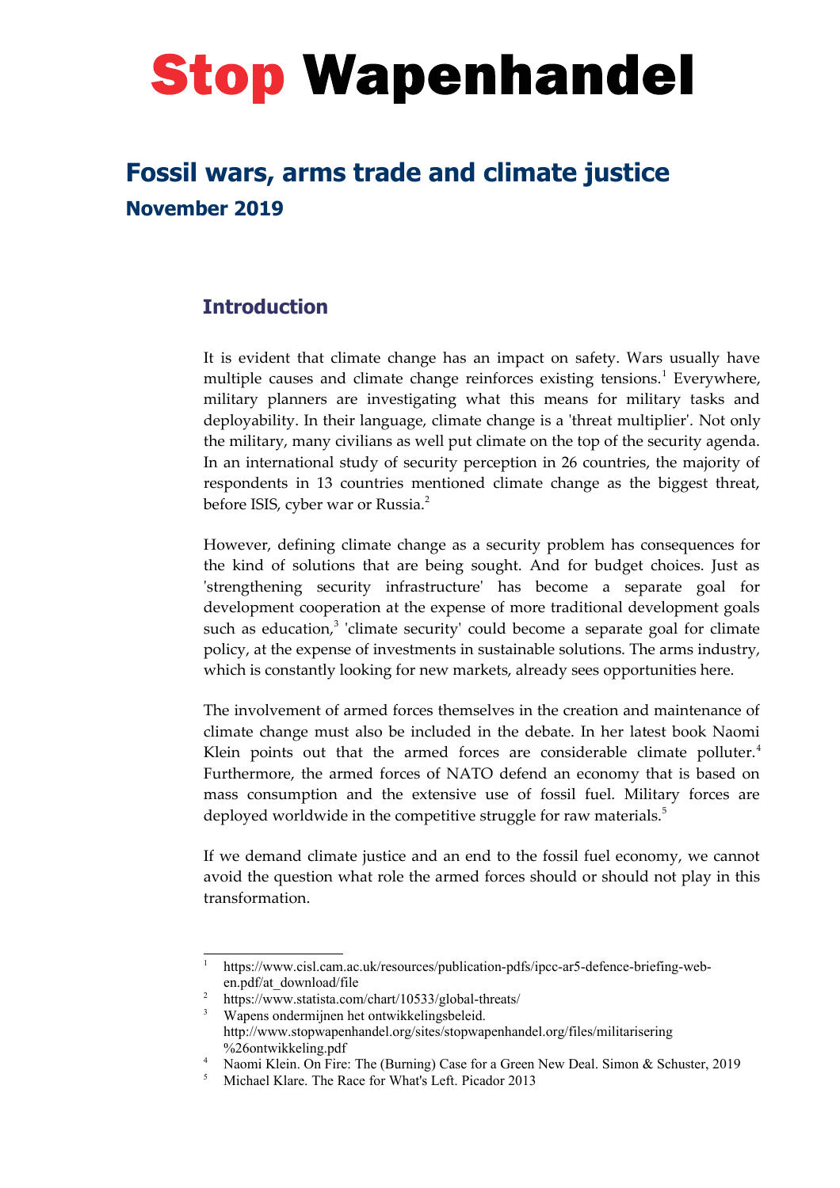# Stop Wapenhandel

## Fossil wars, arms trade and climate justice

**November 2019**

### Introduction

It is evident that climate change has an impact on safety. Wars usually have multiple causes and climate change reinforces existing tensions.[1] Everywhere, military planners are investigating what this means for military tasks and deployability. In their language, climate change is a 'threat multiplier'. Not only the military, many civilians as well put climate on the top of the security agenda. In an international study of security perception in 26 countries, the majority of respondents in 13 countries mentioned climate change as the biggest threat, before ISIS, cyber war or Russia.[2]

However, defining climate change as a security problem has consequences for the kind of solutions that are being sought. And for budget choices. Just as 'strengthening security infrastructure' has become a separate goal for development cooperation at the expense of more traditional development goals such as education,[3] 'climate security' could become a separate goal for climate policy, at the expense of investments in sustainable solutions. The arms industry, which is constantly looking for new markets, already sees opportunities here.

The involvement of armed forces themselves in the creation and maintenance of climate change must also be included in the debate. In her latest book Naomi Klein points out that the armed forces are considerable climate polluter.[4] Furthermore, the armed forces of NATO defend an economy that is based on mass consumption and the extensive use of fossil fuel. Military forces are deployed worldwide in the competitive struggle for raw materials.[5]

If we demand climate justice and an end to the fossil fuel economy, we cannot avoid the question what role the armed forces should or should not play in this transformation.

---

1. https://www.cisl.cam.ac.uk/resources/publication-pdfs/ipcc-ar5-defence-briefing-web-en.pdf/at_download/file
2. https://www.statista.com/chart/10533/global-threats/
3. Wapens ondermijnen het ontwikkelingsbeleid. http://www.stopwapenhandel.org/sites/stopwapenhandel.org/files/militarisering%26ontwikkeling.pdf
4. Naomi Klein. On Fire: The (Burning) Case for a Green New Deal. Simon & Schuster, 2019
5. Michael Klare. The Race for What's Left. Picador 2013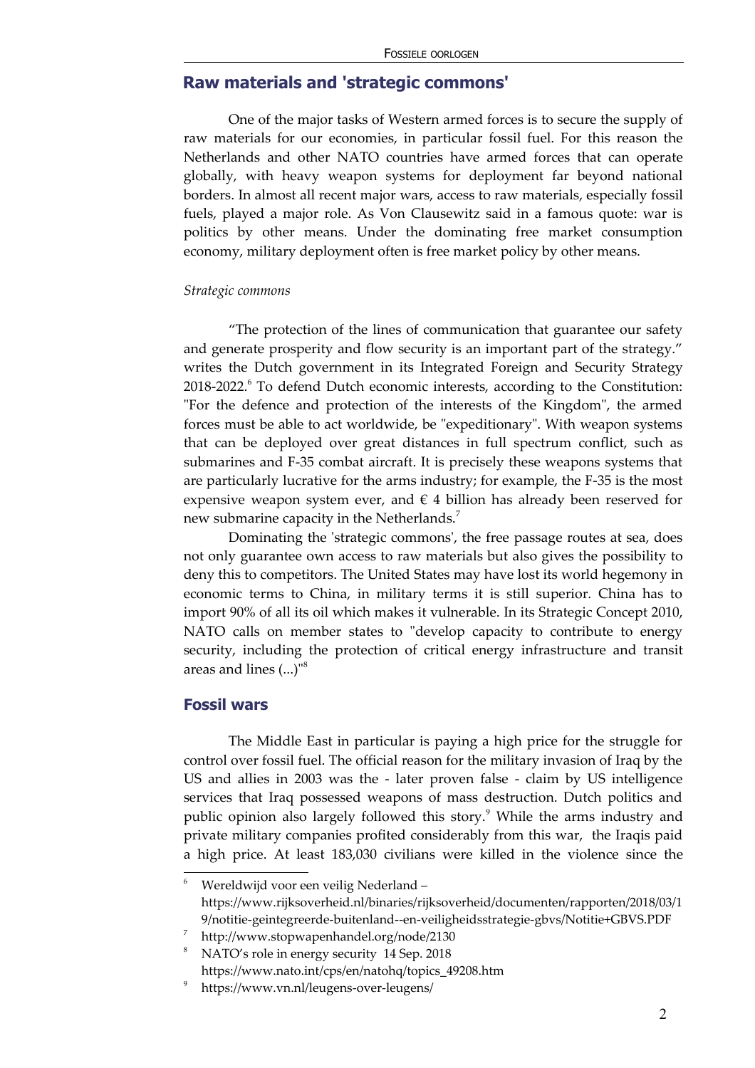## Raw materials and 'strategic commons'

One of the major tasks of Western armed forces is to secure the supply of raw materials for our economies, in particular fossil fuel. For this reason the Netherlands and other NATO countries have armed forces that can operate globally, with heavy weapon systems for deployment far beyond national borders. In almost all recent major wars, access to raw materials, especially fossil fuels, played a major role. As Von Clausewitz said in a famous quote: war is politics by other means. Under the dominating free market consumption economy, military deployment often is free market policy by other means.

*Strategic commons*

"The protection of the lines of communication that guarantee our safety and generate prosperity and flow security is an important part of the strategy." writes the Dutch government in its Integrated Foreign and Security Strategy 2018-2022.[6] To defend Dutch economic interests, according to the Constitution: "For the defence and protection of the interests of the Kingdom", the armed forces must be able to act worldwide, be "expeditionary". With weapon systems that can be deployed over great distances in full spectrum conflict, such as submarines and F-35 combat aircraft. It is precisely these weapons systems that are particularly lucrative for the arms industry; for example, the F-35 is the most expensive weapon system ever, and € 4 billion has already been reserved for new submarine capacity in the Netherlands.[7]

Dominating the 'strategic commons', the free passage routes at sea, does not only guarantee own access to raw materials but also gives the possibility to deny this to competitors. The United States may have lost its world hegemony in economic terms to China, in military terms it is still superior. China has to import 90% of all its oil which makes it vulnerable. In its Strategic Concept 2010, NATO calls on member states to "develop capacity to contribute to energy security, including the protection of critical energy infrastructure and transit areas and lines (...)"[8]

## Fossil wars

The Middle East in particular is paying a high price for the struggle for control over fossil fuel. The official reason for the military invasion of Iraq by the US and allies in 2003 was the - later proven false - claim by US intelligence services that Iraq possessed weapons of mass destruction. Dutch politics and public opinion also largely followed this story.[9] While the arms industry and private military companies profited considerably from this war, the Iraqis paid a high price. At least 183,030 civilians were killed in the violence since the

---

[6] Wereldwijd voor een veilig Nederland – https://www.rijksoverheid.nl/binaries/rijksoverheid/documenten/rapporten/2018/03/19/notitie-geintegreerde-buitenland--en-veiligheidsstrategie-gbvs/Notitie+GBVS.PDF

[7] http://www.stopwapenhandel.org/node/2130

[8] NATO's role in energy security 14 Sep. 2018 https://www.nato.int/cps/en/natohq/topics_49208.htm

[9] https://www.vn.nl/leugens-over-leugens/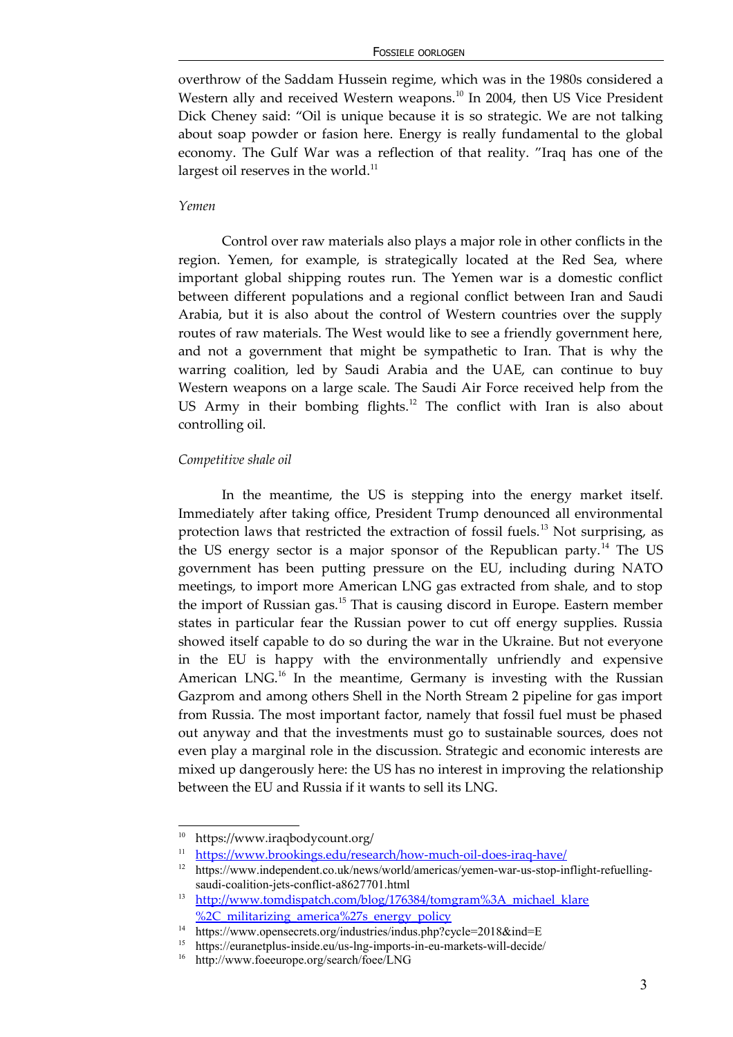overthrow of the Saddam Hussein regime, which was in the 1980s considered a Western ally and received Western weapons.[10] In 2004, then US Vice President Dick Cheney said: "Oil is unique because it is so strategic. We are not talking about soap powder or fasion here. Energy is really fundamental to the global economy. The Gulf War was a reflection of that reality. "Iraq has one of the largest oil reserves in the world.[11]

*Yemen*

Control over raw materials also plays a major role in other conflicts in the region. Yemen, for example, is strategically located at the Red Sea, where important global shipping routes run. The Yemen war is a domestic conflict between different populations and a regional conflict between Iran and Saudi Arabia, but it is also about the control of Western countries over the supply routes of raw materials. The West would like to see a friendly government here, and not a government that might be sympathetic to Iran. That is why the warring coalition, led by Saudi Arabia and the UAE, can continue to buy Western weapons on a large scale. The Saudi Air Force received help from the US Army in their bombing flights.[12] The conflict with Iran is also about controlling oil.

*Competitive shale oil*

In the meantime, the US is stepping into the energy market itself. Immediately after taking office, President Trump denounced all environmental protection laws that restricted the extraction of fossil fuels.[13] Not surprising, as the US energy sector is a major sponsor of the Republican party.[14] The US government has been putting pressure on the EU, including during NATO meetings, to import more American LNG gas extracted from shale, and to stop the import of Russian gas.[15] That is causing discord in Europe. Eastern member states in particular fear the Russian power to cut off energy supplies. Russia showed itself capable to do so during the war in the Ukraine. But not everyone in the EU is happy with the environmentally unfriendly and expensive American LNG.[16] In the meantime, Germany is investing with the Russian Gazprom and among others Shell in the North Stream 2 pipeline for gas import from Russia. The most important factor, namely that fossil fuel must be phased out anyway and that the investments must go to sustainable sources, does not even play a marginal role in the discussion. Strategic and economic interests are mixed up dangerously here: the US has no interest in improving the relationship between the EU and Russia if it wants to sell its LNG.

---

[10] https://www.iraqbodycount.org/

[11] https://www.brookings.edu/research/how-much-oil-does-iraq-have/

[12] https://www.independent.co.uk/news/world/americas/yemen-war-us-stop-inflight-refuelling-saudi-coalition-jets-conflict-a8627701.html

[13] http://www.tomdispatch.com/blog/176384/tomgram%3A_michael_klare%2C_militarizing_america%27s_energy_policy

[14] https://www.opensecrets.org/industries/indus.php?cycle=2018&ind=E

[15] https://euranetplus-inside.eu/us-lng-imports-in-eu-markets-will-decide/

[16] http://www.foeeurope.org/search/foee/LNG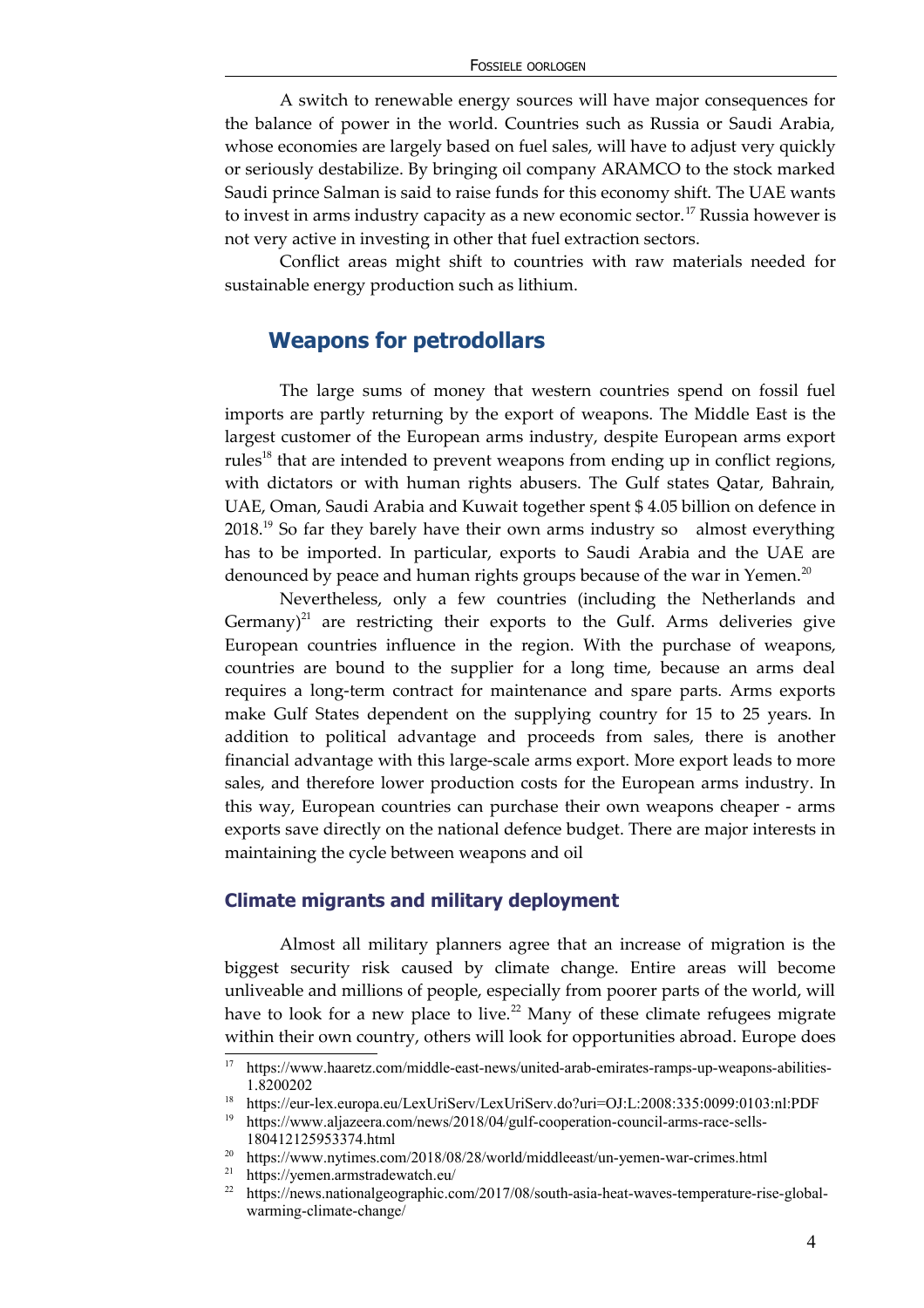A switch to renewable energy sources will have major consequences for the balance of power in the world. Countries such as Russia or Saudi Arabia, whose economies are largely based on fuel sales, will have to adjust very quickly or seriously destabilize. By bringing oil company ARAMCO to the stock marked Saudi prince Salman is said to raise funds for this economy shift. The UAE wants to invest in arms industry capacity as a new economic sector.[17] Russia however is not very active in investing in other that fuel extraction sectors.

Conflict areas might shift to countries with raw materials needed for sustainable energy production such as lithium.

## Weapons for petrodollars

The large sums of money that western countries spend on fossil fuel imports are partly returning by the export of weapons. The Middle East is the largest customer of the European arms industry, despite European arms export rules[18] that are intended to prevent weapons from ending up in conflict regions, with dictators or with human rights abusers. The Gulf states Qatar, Bahrain, UAE, Oman, Saudi Arabia and Kuwait together spent $ 4.05 billion on defence in 2018.[19] So far they barely have their own arms industry so almost everything has to be imported. In particular, exports to Saudi Arabia and the UAE are denounced by peace and human rights groups because of the war in Yemen.[20]

Nevertheless, only a few countries (including the Netherlands and Germany)[21] are restricting their exports to the Gulf. Arms deliveries give European countries influence in the region. With the purchase of weapons, countries are bound to the supplier for a long time, because an arms deal requires a long-term contract for maintenance and spare parts. Arms exports make Gulf States dependent on the supplying country for 15 to 25 years. In addition to political advantage and proceeds from sales, there is another financial advantage with this large-scale arms export. More export leads to more sales, and therefore lower production costs for the European arms industry. In this way, European countries can purchase their own weapons cheaper - arms exports save directly on the national defence budget. There are major interests in maintaining the cycle between weapons and oil

### Climate migrants and military deployment

Almost all military planners agree that an increase of migration is the biggest security risk caused by climate change. Entire areas will become unliveable and millions of people, especially from poorer parts of the world, will have to look for a new place to live.[22] Many of these climate refugees migrate within their own country, others will look for opportunities abroad. Europe does

---

[17] https://www.haaretz.com/middle-east-news/united-arab-emirates-ramps-up-weapons-abilities-1.8200202

[18] https://eur-lex.europa.eu/LexUriServ/LexUriServ.do?uri=OJ:L:2008:335:0099:0103:nl:PDF

[19] https://www.aljazeera.com/news/2018/04/gulf-cooperation-council-arms-race-sells-180412125953374.html

[20] https://www.nytimes.com/2018/08/28/world/middleeast/un-yemen-war-crimes.html

[21] https://yemen.armstradewatch.eu/

[22] https://news.nationalgeographic.com/2017/08/south-asia-heat-waves-temperature-rise-global-warming-climate-change/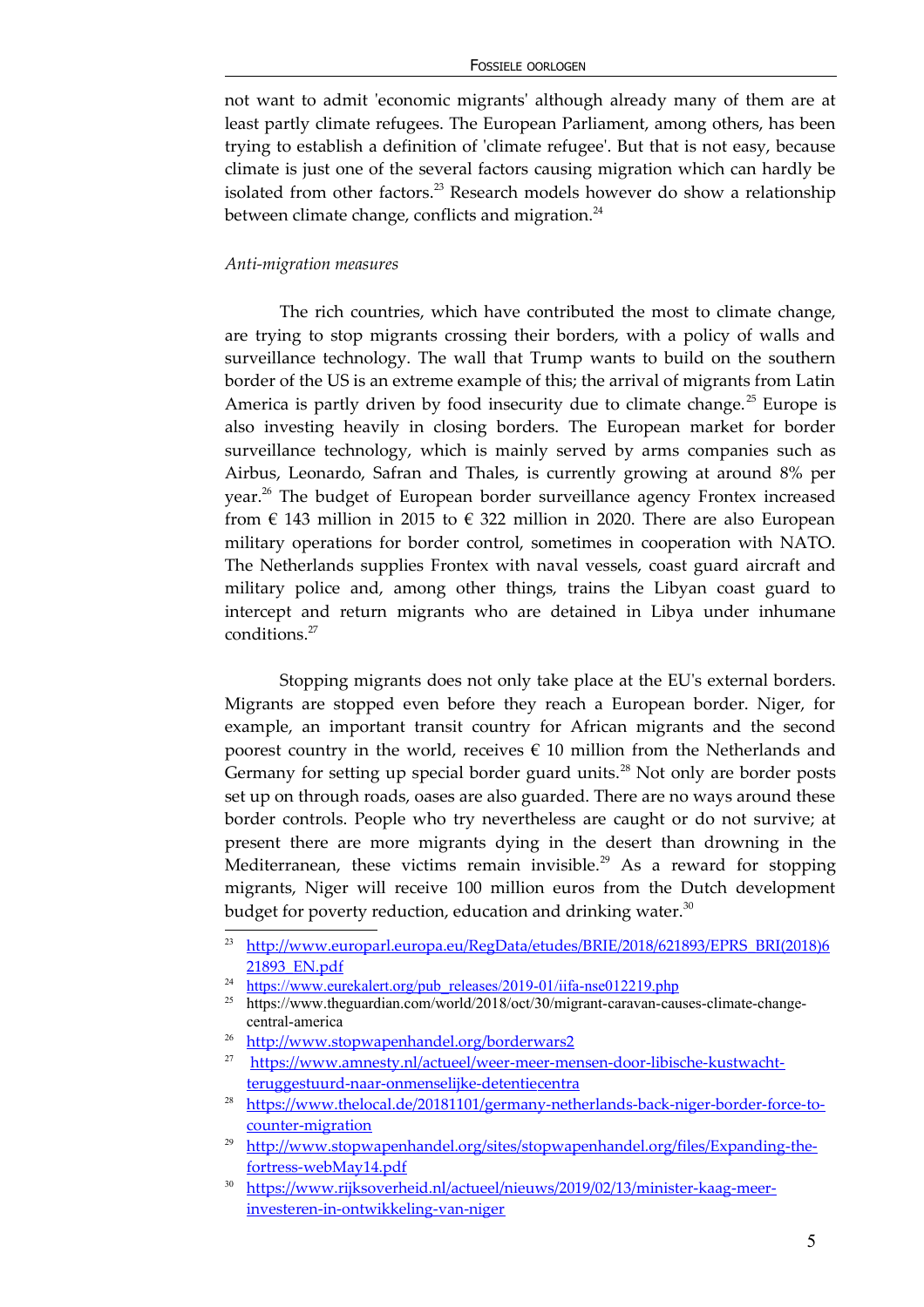not want to admit 'economic migrants' although already many of them are at least partly climate refugees. The European Parliament, among others, has been trying to establish a definition of 'climate refugee'. But that is not easy, because climate is just one of the several factors causing migration which can hardly be isolated from other factors.[23] Research models however do show a relationship between climate change, conflicts and migration.[24]

*Anti-migration measures*

The rich countries, which have contributed the most to climate change, are trying to stop migrants crossing their borders, with a policy of walls and surveillance technology. The wall that Trump wants to build on the southern border of the US is an extreme example of this; the arrival of migrants from Latin America is partly driven by food insecurity due to climate change.[25] Europe is also investing heavily in closing borders. The European market for border surveillance technology, which is mainly served by arms companies such as Airbus, Leonardo, Safran and Thales, is currently growing at around 8% per year.[26] The budget of European border surveillance agency Frontex increased from € 143 million in 2015 to € 322 million in 2020. There are also European military operations for border control, sometimes in cooperation with NATO. The Netherlands supplies Frontex with naval vessels, coast guard aircraft and military police and, among other things, trains the Libyan coast guard to intercept and return migrants who are detained in Libya under inhumane conditions.[27]

Stopping migrants does not only take place at the EU's external borders. Migrants are stopped even before they reach a European border. Niger, for example, an important transit country for African migrants and the second poorest country in the world, receives € 10 million from the Netherlands and Germany for setting up special border guard units.[28] Not only are border posts set up on through roads, oases are also guarded. There are no ways around these border controls. People who try nevertheless are caught or do not survive; at present there are more migrants dying in the desert than drowning in the Mediterranean, these victims remain invisible.[29] As a reward for stopping migrants, Niger will receive 100 million euros from the Dutch development budget for poverty reduction, education and drinking water.[30]

---

[23] http://www.europarl.europa.eu/RegData/etudes/BRIE/2018/621893/EPRS_BRI(2018)621893_EN.pdf

[24] https://www.eurekalert.org/pub_releases/2019-01/iifa-nse012219.php

[25] https://www.theguardian.com/world/2018/oct/30/migrant-caravan-causes-climate-change-central-america

[26] http://www.stopwapenhandel.org/borderwars2

[27] https://www.amnesty.nl/actueel/weer-meer-mensen-door-libische-kustwacht-teruggestuurd-naar-onmenselijke-detentiecentra

[28] https://www.thelocal.de/20181101/germany-netherlands-back-niger-border-force-to-counter-migration

[29] http://www.stopwapenhandel.org/sites/stopwapenhandel.org/files/Expanding-the-fortress-webMay14.pdf

[30] https://www.rijksoverheid.nl/actueel/nieuws/2019/02/13/minister-kaag-meer-investeren-in-ontwikkeling-van-niger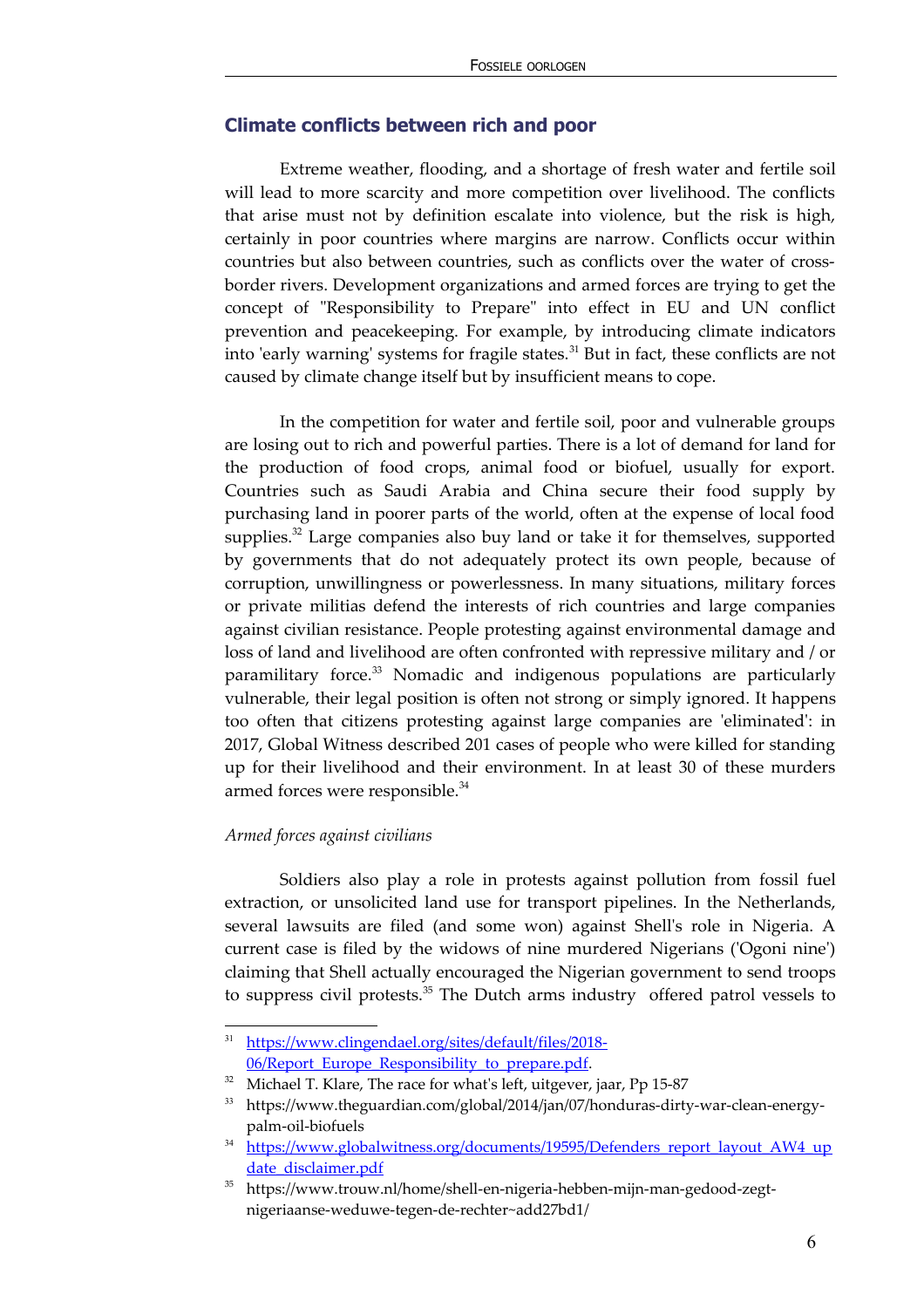## Climate conflicts between rich and poor

Extreme weather, flooding, and a shortage of fresh water and fertile soil will lead to more scarcity and more competition over livelihood. The conflicts that arise must not by definition escalate into violence, but the risk is high, certainly in poor countries where margins are narrow. Conflicts occur within countries but also between countries, such as conflicts over the water of cross-border rivers. Development organizations and armed forces are trying to get the concept of "Responsibility to Prepare" into effect in EU and UN conflict prevention and peacekeeping. For example, by introducing climate indicators into 'early warning' systems for fragile states.[31] But in fact, these conflicts are not caused by climate change itself but by insufficient means to cope.

In the competition for water and fertile soil, poor and vulnerable groups are losing out to rich and powerful parties. There is a lot of demand for land for the production of food crops, animal food or biofuel, usually for export. Countries such as Saudi Arabia and China secure their food supply by purchasing land in poorer parts of the world, often at the expense of local food supplies.[32] Large companies also buy land or take it for themselves, supported by governments that do not adequately protect its own people, because of corruption, unwillingness or powerlessness. In many situations, military forces or private militias defend the interests of rich countries and large companies against civilian resistance. People protesting against environmental damage and loss of land and livelihood are often confronted with repressive military and / or paramilitary force.[33] Nomadic and indigenous populations are particularly vulnerable, their legal position is often not strong or simply ignored. It happens too often that citizens protesting against large companies are 'eliminated': in 2017, Global Witness described 201 cases of people who were killed for standing up for their livelihood and their environment. In at least 30 of these murders armed forces were responsible.[34]

*Armed forces against civilians*

Soldiers also play a role in protests against pollution from fossil fuel extraction, or unsolicited land use for transport pipelines. In the Netherlands, several lawsuits are filed (and some won) against Shell's role in Nigeria. A current case is filed by the widows of nine murdered Nigerians ('Ogoni nine') claiming that Shell actually encouraged the Nigerian government to send troops to suppress civil protests.[35] The Dutch arms industry offered patrol vessels to

---

[31] https://www.clingendael.org/sites/default/files/2018-06/Report_Europe_Responsibility_to_prepare.pdf.

[32] Michael T. Klare, The race for what's left, uitgever, jaar, Pp 15-87

[33] https://www.theguardian.com/global/2014/jan/07/honduras-dirty-war-clean-energy-palm-oil-biofuels

[34] https://www.globalwitness.org/documents/19595/Defenders_report_layout_AW4_update_disclaimer.pdf

[35] https://www.trouw.nl/home/shell-en-nigeria-hebben-mijn-man-gedood-zegt-nigeriaanse-weduwe-tegen-de-rechter~add27bd1/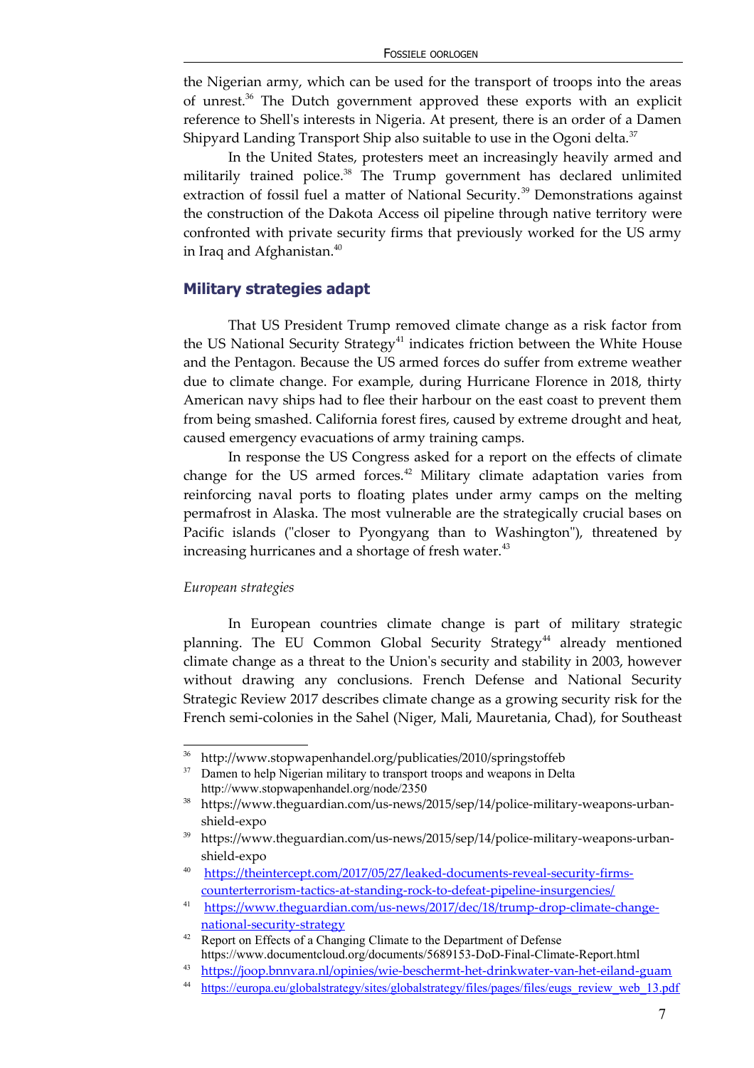the Nigerian army, which can be used for the transport of troops into the areas of unrest.[36] The Dutch government approved these exports with an explicit reference to Shell's interests in Nigeria. At present, there is an order of a Damen Shipyard Landing Transport Ship also suitable to use in the Ogoni delta.[37]

In the United States, protesters meet an increasingly heavily armed and militarily trained police.[38] The Trump government has declared unlimited extraction of fossil fuel a matter of National Security.[39] Demonstrations against the construction of the Dakota Access oil pipeline through native territory were confronted with private security firms that previously worked for the US army in Iraq and Afghanistan.[40]

## Military strategies adapt

That US President Trump removed climate change as a risk factor from the US National Security Strategy[41] indicates friction between the White House and the Pentagon. Because the US armed forces do suffer from extreme weather due to climate change. For example, during Hurricane Florence in 2018, thirty American navy ships had to flee their harbour on the east coast to prevent them from being smashed. California forest fires, caused by extreme drought and heat, caused emergency evacuations of army training camps.

In response the US Congress asked for a report on the effects of climate change for the US armed forces.[42] Military climate adaptation varies from reinforcing naval ports to floating plates under army camps on the melting permafrost in Alaska. The most vulnerable are the strategically crucial bases on Pacific islands ("closer to Pyongyang than to Washington"), threatened by increasing hurricanes and a shortage of fresh water.[43]

*European strategies*

In European countries climate change is part of military strategic planning. The EU Common Global Security Strategy[44] already mentioned climate change as a threat to the Union's security and stability in 2003, however without drawing any conclusions. French Defense and National Security Strategic Review 2017 describes climate change as a growing security risk for the French semi-colonies in the Sahel (Niger, Mali, Mauretania, Chad), for Southeast

---

[36] http://www.stopwapenhandel.org/publicaties/2010/springstoffeb

[37] Damen to help Nigerian military to transport troops and weapons in Delta http://www.stopwapenhandel.org/node/2350

[38] https://www.theguardian.com/us-news/2015/sep/14/police-military-weapons-urban-shield-expo

[39] https://www.theguardian.com/us-news/2015/sep/14/police-military-weapons-urban-shield-expo

[40] https://theintercept.com/2017/05/27/leaked-documents-reveal-security-firms-counterterrorism-tactics-at-standing-rock-to-defeat-pipeline-insurgencies/

[41] https://www.theguardian.com/us-news/2017/dec/18/trump-drop-climate-change-national-security-strategy

[42] Report on Effects of a Changing Climate to the Department of Defense https://www.documentcloud.org/documents/5689153-DoD-Final-Climate-Report.html

[43] https://joop.bnnvara.nl/opinies/wie-beschermt-het-drinkwater-van-het-eiland-guam

[44] https://europa.eu/globalstrategy/sites/globalstrategy/files/pages/files/eugs_review_web_13.pdf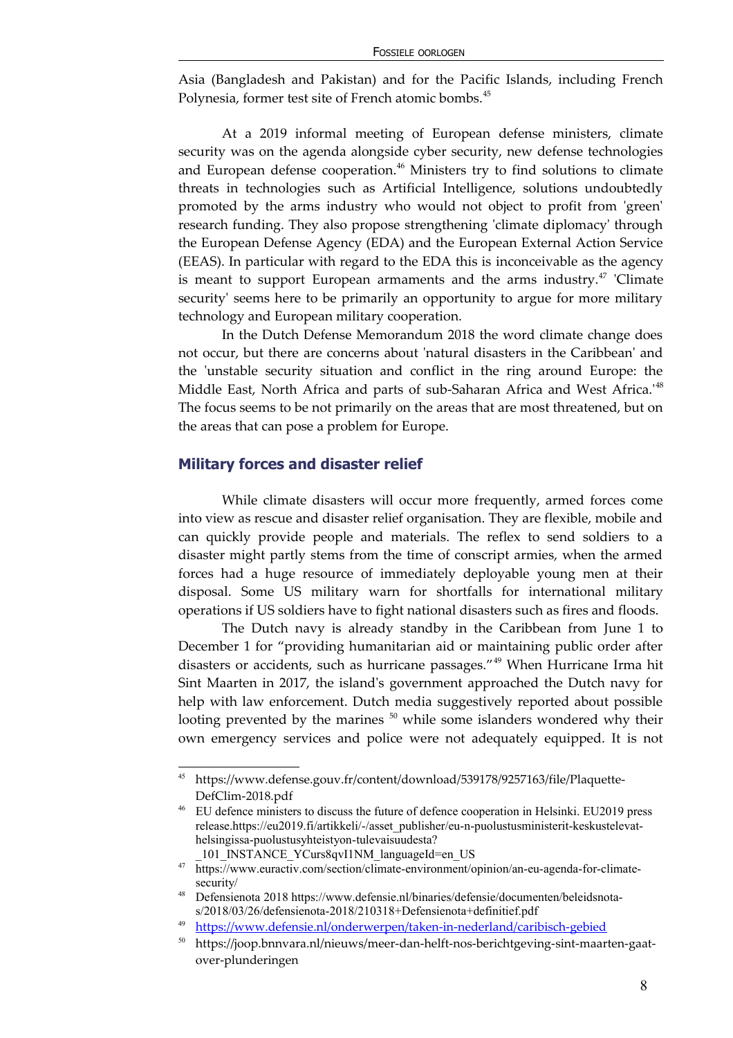Asia (Bangladesh and Pakistan) and for the Pacific Islands, including French Polynesia, former test site of French atomic bombs.[45]

At a 2019 informal meeting of European defense ministers, climate security was on the agenda alongside cyber security, new defense technologies and European defense cooperation.[46] Ministers try to find solutions to climate threats in technologies such as Artificial Intelligence, solutions undoubtedly promoted by the arms industry who would not object to profit from 'green' research funding. They also propose strengthening 'climate diplomacy' through the European Defense Agency (EDA) and the European External Action Service (EEAS). In particular with regard to the EDA this is inconceivable as the agency is meant to support European armaments and the arms industry.[47] 'Climate security' seems here to be primarily an opportunity to argue for more military technology and European military cooperation.

In the Dutch Defense Memorandum 2018 the word climate change does not occur, but there are concerns about 'natural disasters in the Caribbean' and the 'unstable security situation and conflict in the ring around Europe: the Middle East, North Africa and parts of sub-Saharan Africa and West Africa.'[48] The focus seems to be not primarily on the areas that are most threatened, but on the areas that can pose a problem for Europe.

## Military forces and disaster relief

While climate disasters will occur more frequently, armed forces come into view as rescue and disaster relief organisation. They are flexible, mobile and can quickly provide people and materials. The reflex to send soldiers to a disaster might partly stems from the time of conscript armies, when the armed forces had a huge resource of immediately deployable young men at their disposal. Some US military warn for shortfalls for international military operations if US soldiers have to fight national disasters such as fires and floods.

The Dutch navy is already standby in the Caribbean from June 1 to December 1 for "providing humanitarian aid or maintaining public order after disasters or accidents, such as hurricane passages."[49] When Hurricane Irma hit Sint Maarten in 2017, the island's government approached the Dutch navy for help with law enforcement. Dutch media suggestively reported about possible looting prevented by the marines [50] while some islanders wondered why their own emergency services and police were not adequately equipped. It is not

---

[45] https://www.defense.gouv.fr/content/download/539178/9257163/file/Plaquette-DefClim-2018.pdf

[46] EU defence ministers to discuss the future of defence cooperation in Helsinki. EU2019 press release.https://eu2019.fi/artikkeli/-/asset_publisher/eu-n-puolustusministerit-keskustelevat-helsingissa-puolustusyhteistyon-tulevaisuudesta?_101_INSTANCE_YCurs8qvI1NM_languageId=en_US

[47] https://www.euractiv.com/section/climate-environment/opinion/an-eu-agenda-for-climate-security/

[48] Defensienota 2018 https://www.defensie.nl/binaries/defensie/documenten/beleidsnota-s/2018/03/26/defensienota-2018/210318+Defensienota+definitief.pdf

[49] https://www.defensie.nl/onderwerpen/taken-in-nederland/caribisch-gebied

[50] https://joop.bnnvara.nl/nieuws/meer-dan-helft-nos-berichtgeving-sint-maarten-gaat-over-plunderingen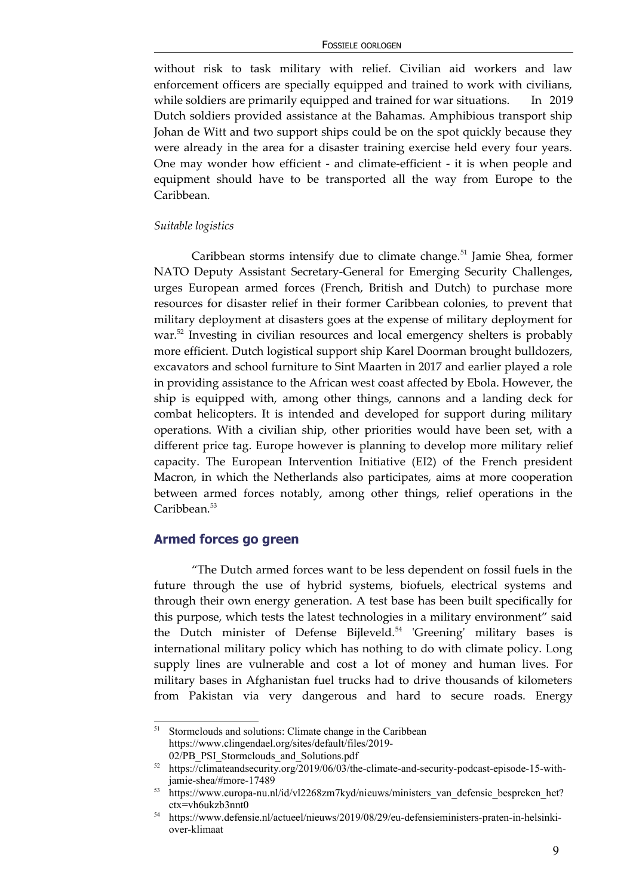without risk to task military with relief. Civilian aid workers and law enforcement officers are specially equipped and trained to work with civilians, while soldiers are primarily equipped and trained for war situations. In 2019 Dutch soldiers provided assistance at the Bahamas. Amphibious transport ship Johan de Witt and two support ships could be on the spot quickly because they were already in the area for a disaster training exercise held every four years. One may wonder how efficient - and climate-efficient - it is when people and equipment should have to be transported all the way from Europe to the Caribbean.

*Suitable logistics*

Caribbean storms intensify due to climate change.[51] Jamie Shea, former NATO Deputy Assistant Secretary-General for Emerging Security Challenges, urges European armed forces (French, British and Dutch) to purchase more resources for disaster relief in their former Caribbean colonies, to prevent that military deployment at disasters goes at the expense of military deployment for war.[52] Investing in civilian resources and local emergency shelters is probably more efficient. Dutch logistical support ship Karel Doorman brought bulldozers, excavators and school furniture to Sint Maarten in 2017 and earlier played a role in providing assistance to the African west coast affected by Ebola. However, the ship is equipped with, among other things, cannons and a landing deck for combat helicopters. It is intended and developed for support during military operations. With a civilian ship, other priorities would have been set, with a different price tag. Europe however is planning to develop more military relief capacity. The European Intervention Initiative (EI2) of the French president Macron, in which the Netherlands also participates, aims at more cooperation between armed forces notably, among other things, relief operations in the Caribbean.[53]

## Armed forces go green

"The Dutch armed forces want to be less dependent on fossil fuels in the future through the use of hybrid systems, biofuels, electrical systems and through their own energy generation. A test base has been built specifically for this purpose, which tests the latest technologies in a military environment" said the Dutch minister of Defense Bijleveld.[54] 'Greening' military bases is international military policy which has nothing to do with climate policy. Long supply lines are vulnerable and cost a lot of money and human lives. For military bases in Afghanistan fuel trucks had to drive thousands of kilometers from Pakistan via very dangerous and hard to secure roads. Energy

---

[51] Stormclouds and solutions: Climate change in the Caribbean https://www.clingendael.org/sites/default/files/2019-02/PB_PSI_Stormclouds_and_Solutions.pdf

[52] https://climateandsecurity.org/2019/06/03/the-climate-and-security-podcast-episode-15-with-jamie-shea/#more-17489

[53] https://www.europa-nu.nl/id/vl2268zm7kyd/nieuws/ministers_van_defensie_bespreken_het?ctx=vh6ukzb3nnt0

[54] https://www.defensie.nl/actueel/nieuws/2019/08/29/eu-defensieministers-praten-in-helsinki-over-klimaat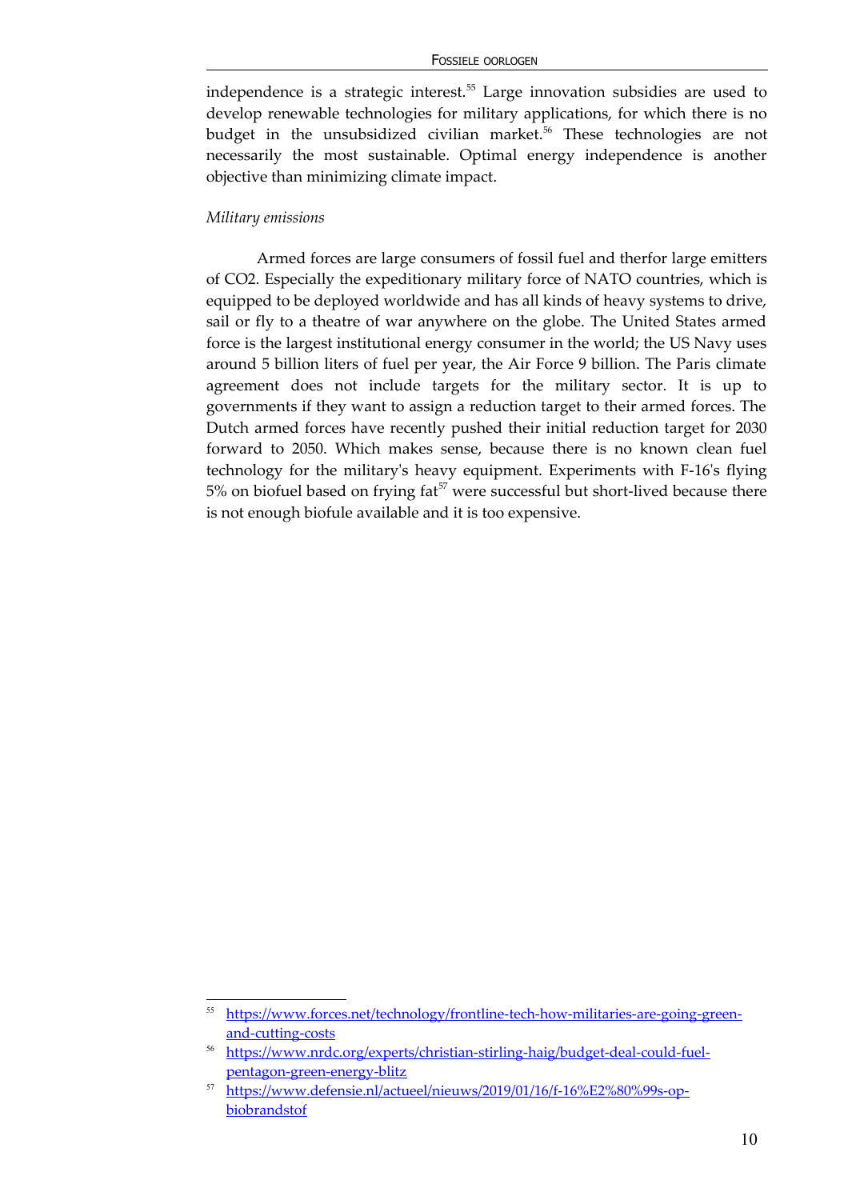independence is a strategic interest.[55] Large innovation subsidies are used to develop renewable technologies for military applications, for which there is no budget in the unsubsidized civilian market.[56] These technologies are not necessarily the most sustainable. Optimal energy independence is another objective than minimizing climate impact.

*Military emissions*

Armed forces are large consumers of fossil fuel and therfor large emitters of CO2. Especially the expeditionary military force of NATO countries, which is equipped to be deployed worldwide and has all kinds of heavy systems to drive, sail or fly to a theatre of war anywhere on the globe. The United States armed force is the largest institutional energy consumer in the world; the US Navy uses around 5 billion liters of fuel per year, the Air Force 9 billion. The Paris climate agreement does not include targets for the military sector. It is up to governments if they want to assign a reduction target to their armed forces. The Dutch armed forces have recently pushed their initial reduction target for 2030 forward to 2050. Which makes sense, because there is no known clean fuel technology for the military's heavy equipment. Experiments with F-16's flying 5% on biofuel based on frying fat[57] were successful but short-lived because there is not enough biofule available and it is too expensive.

---

[55] https://www.forces.net/technology/frontline-tech-how-militaries-are-going-green-and-cutting-costs

[56] https://www.nrdc.org/experts/christian-stirling-haig/budget-deal-could-fuel-pentagon-green-energy-blitz

[57] https://www.defensie.nl/actueel/nieuws/2019/01/16/f-16%E2%80%99s-op-biobrandstof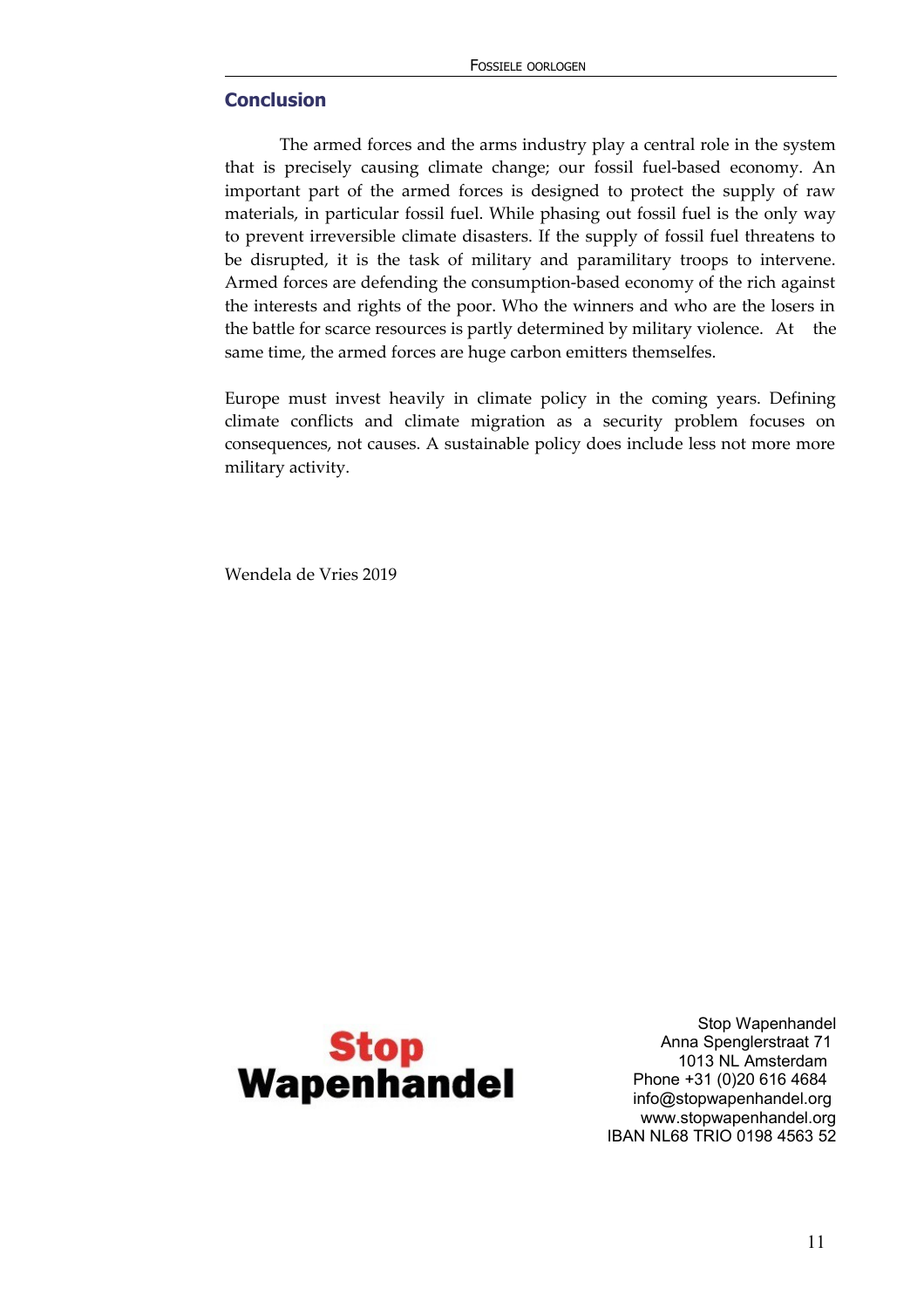## Conclusion

The armed forces and the arms industry play a central role in the system that is precisely causing climate change; our fossil fuel-based economy. An important part of the armed forces is designed to protect the supply of raw materials, in particular fossil fuel. While phasing out fossil fuel is the only way to prevent irreversible climate disasters. If the supply of fossil fuel threatens to be disrupted, it is the task of military and paramilitary troops to intervene. Armed forces are defending the consumption-based economy of the rich against the interests and rights of the poor. Who the winners and who are the losers in the battle for scarce resources is partly determined by military violence. At the same time, the armed forces are huge carbon emitters themselfes.

Europe must invest heavily in climate policy in the coming years. Defining climate conflicts and climate migration as a security problem focuses on consequences, not causes. A sustainable policy does include less not more more military activity.

Wendela de Vries 2019

**Stop Wapenhandel**

Stop Wapenhandel
Anna Spenglerstraat 71
1013 NL Amsterdam
Phone +31 (0)20 616 4684
info@stopwapenhandel.org
www.stopwapenhandel.org
IBAN NL68 TRIO 0198 4563 52